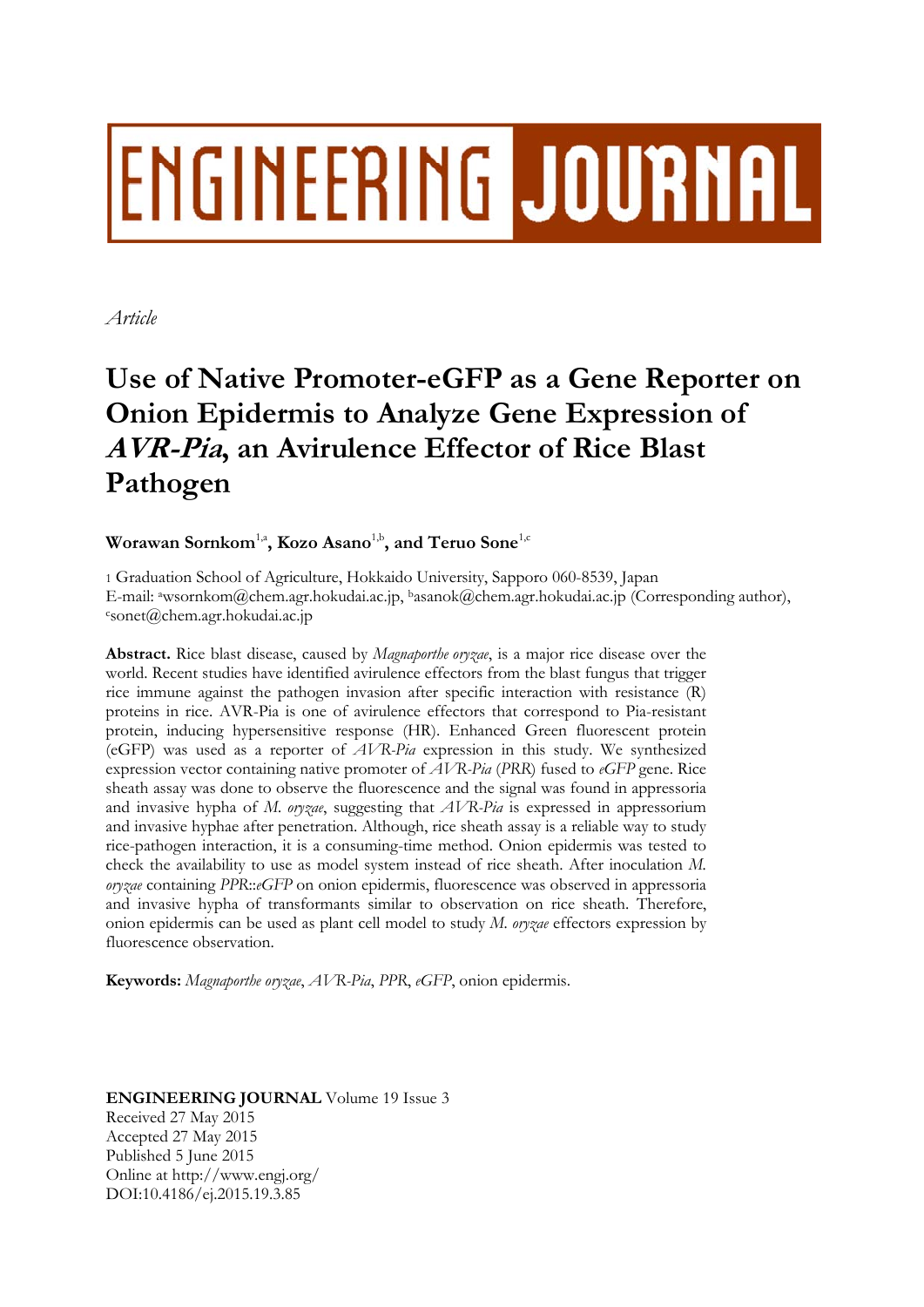# ENGINEERING JOURNAL

*Article*

# Use of Native Promoter-eGFP as a Gene Reporter on Onion Epidermis to Analyze Gene Expression of *AVR-Pia*, an Avirulence Effector of Rice Blast Pathogen

**Worawan Sornkom**[1,a]**, Kozo Asano**[1,b]**, and Teruo Sone**[1,c]

1 Graduation School of Agriculture, Hokkaido University, Sapporo 060-8539, Japan
E-mail: [a]wsornkom@chem.agr.hokudai.ac.jp, [b]asanok@chem.agr.hokudai.ac.jp (Corresponding author), [c]sonet@chem.agr.hokudai.ac.jp

**Abstract.** Rice blast disease, caused by *Magnaporthe oryzae*, is a major rice disease over the world. Recent studies have identified avirulence effectors from the blast fungus that trigger rice immune against the pathogen invasion after specific interaction with resistance (R) proteins in rice. AVR-Pia is one of avirulence effectors that correspond to Pia-resistant protein, inducing hypersensitive response (HR). Enhanced Green fluorescent protein (eGFP) was used as a reporter of *AVR-Pia* expression in this study. We synthesized expression vector containing native promoter of *AVR-Pia* (*PRR*) fused to *eGFP* gene. Rice sheath assay was done to observe the fluorescence and the signal was found in appressoria and invasive hypha of *M. oryzae*, suggesting that *AVR-Pia* is expressed in appressorium and invasive hyphae after penetration. Although, rice sheath assay is a reliable way to study rice-pathogen interaction, it is a consuming-time method. Onion epidermis was tested to check the availability to use as model system instead of rice sheath. After inoculation *M. oryzae* containing *PPR*::*eGFP* on onion epidermis, fluorescence was observed in appressoria and invasive hypha of transformants similar to observation on rice sheath. Therefore, onion epidermis can be used as plant cell model to study *M. oryzae* effectors expression by fluorescence observation.

**Keywords:** *Magnaporthe oryzae*, *AVR-Pia*, *PPR*, *eGFP*, onion epidermis.

**ENGINEERING JOURNAL** Volume 19 Issue 3
Received 27 May 2015
Accepted 27 May 2015
Published 5 June 2015
Online at http://www.engj.org/
DOI:10.4186/ej.2015.19.3.85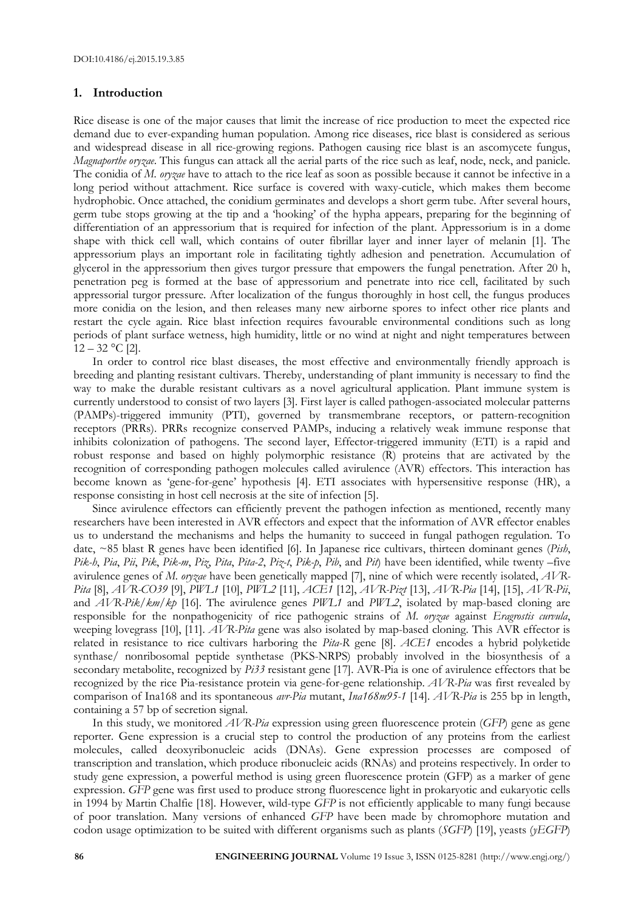## 1. Introduction

Rice disease is one of the major causes that limit the increase of rice production to meet the expected rice demand due to ever-expanding human population. Among rice diseases, rice blast is considered as serious and widespread disease in all rice-growing regions. Pathogen causing rice blast is an ascomycete fungus, *Magnaporthe oryzae*. This fungus can attack all the aerial parts of the rice such as leaf, node, neck, and panicle. The conidia of *M. oryzae* have to attach to the rice leaf as soon as possible because it cannot be infective in a long period without attachment. Rice surface is covered with waxy-cuticle, which makes them become hydrophobic. Once attached, the conidium germinates and develops a short germ tube. After several hours, germ tube stops growing at the tip and a 'hooking' of the hypha appears, preparing for the beginning of differentiation of an appressorium that is required for infection of the plant. Appressorium is in a dome shape with thick cell wall, which contains of outer fibrillar layer and inner layer of melanin [1]. The appressorium plays an important role in facilitating tightly adhesion and penetration. Accumulation of glycerol in the appressorium then gives turgor pressure that empowers the fungal penetration. After 20 h, penetration peg is formed at the base of appressorium and penetrate into rice cell, facilitated by such appressorial turgor pressure. After localization of the fungus thoroughly in host cell, the fungus produces more conidia on the lesion, and then releases many new airborne spores to infect other rice plants and restart the cycle again. Rice blast infection requires favourable environmental conditions such as long periods of plant surface wetness, high humidity, little or no wind at night and night temperatures between 12 – 32 °C [2].

In order to control rice blast diseases, the most effective and environmentally friendly approach is breeding and planting resistant cultivars. Thereby, understanding of plant immunity is necessary to find the way to make the durable resistant cultivars as a novel agricultural application. Plant immune system is currently understood to consist of two layers [3]. First layer is called pathogen-associated molecular patterns (PAMPs)-triggered immunity (PTI), governed by transmembrane receptors, or pattern-recognition receptors (PRRs). PRRs recognize conserved PAMPs, inducing a relatively weak immune response that inhibits colonization of pathogens. The second layer, Effector-triggered immunity (ETI) is a rapid and robust response and based on highly polymorphic resistance (R) proteins that are activated by the recognition of corresponding pathogen molecules called avirulence (AVR) effectors. This interaction has become known as 'gene-for-gene' hypothesis [4]. ETI associates with hypersensitive response (HR), a response consisting in host cell necrosis at the site of infection [5].

Since avirulence effectors can efficiently prevent the pathogen infection as mentioned, recently many researchers have been interested in AVR effectors and expect that the information of AVR effector enables us to understand the mechanisms and helps the humanity to succeed in fungal pathogen regulation. To date, ~85 blast R genes have been identified [6]. In Japanese rice cultivars, thirteen dominant genes (*Pish*, *Pik-h*, *Pia*, *Pii*, *Pik*, *Pik-m*, *Piz*, *Pita*, *Pita-2*, *Piz-t*, *Pik-p*, *Pib*, and *Pit*) have been identified, while twenty –five avirulence genes of *M. oryzae* have been genetically mapped [7], nine of which were recently isolated, *AVR-Pita* [8], *AVR-CO39* [9], *PWL1* [10], *PWL2* [11], *ACE1* [12], *AVR-Pizt* [13], *AVR-Pia* [14], [15], *AVR-Pii*, and *AVR-Pik/km/kp* [16]. The avirulence genes *PWL1* and *PWL2*, isolated by map-based cloning are responsible for the nonpathogenicity of rice pathogenic strains of *M. oryzae* against *Eragrostis curvula*, weeping lovegrass [10], [11]. *AVR-Pita* gene was also isolated by map-based cloning. This AVR effector is related in resistance to rice cultivars harboring the *Pita-R* gene [8]. *ACE1* encodes a hybrid polyketide synthase/ nonribosomal peptide synthetase (PKS-NRPS) probably involved in the biosynthesis of a secondary metabolite, recognized by *Pi33* resistant gene [17]. AVR-Pia is one of avirulence effectors that be recognized by the rice Pia-resistance protein via gene-for-gene relationship. *AVR-Pia* was first revealed by comparison of Ina168 and its spontaneous *avr-Pia* mutant, *Ina168m95-1* [14]. *AVR-Pia* is 255 bp in length, containing a 57 bp of secretion signal.

In this study, we monitored *AVR-Pia* expression using green fluorescence protein (*GFP*) gene as gene reporter. Gene expression is a crucial step to control the production of any proteins from the earliest molecules, called deoxyribonucleic acids (DNAs). Gene expression processes are composed of transcription and translation, which produce ribonucleic acids (RNAs) and proteins respectively. In order to study gene expression, a powerful method is using green fluorescence protein (GFP) as a marker of gene expression. *GFP* gene was first used to produce strong fluorescence light in prokaryotic and eukaryotic cells in 1994 by Martin Chalfie [18]. However, wild-type *GFP* is not efficiently applicable to many fungi because of poor translation. Many versions of enhanced *GFP* have been made by chromophore mutation and codon usage optimization to be suited with different organisms such as plants (*SGFP*) [19], yeasts (*yEGFP*)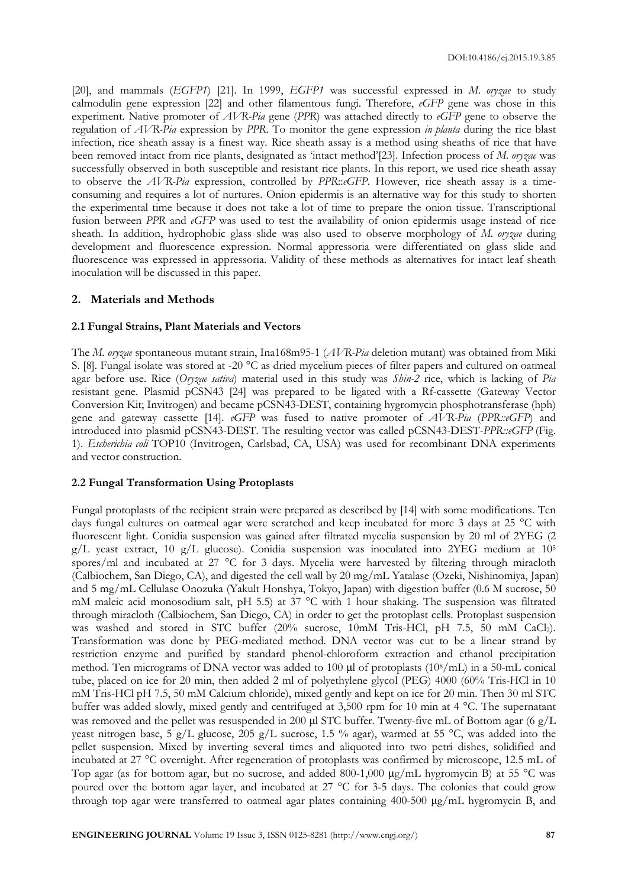[20], and mammals (*EGFP1*) [21]. In 1999, *EGFP1* was successful expressed in *M. oryzae* to study calmodulin gene expression [22] and other filamentous fungi. Therefore, *eGFP* gene was chose in this experiment. Native promoter of *AVR-Pia* gene (*PPR*) was attached directly to *eGFP* gene to observe the regulation of *AVR-Pia* expression by *PPR*. To monitor the gene expression *in planta* during the rice blast infection, rice sheath assay is a finest way. Rice sheath assay is a method using sheaths of rice that have been removed intact from rice plants, designated as 'intact method'[23]. Infection process of *M. oryzae* was successfully observed in both susceptible and resistant rice plants. In this report, we used rice sheath assay to observe the *AVR-Pia* expression, controlled by *PPR*::*eGFP*. However, rice sheath assay is a time-consuming and requires a lot of nurtures. Onion epidermis is an alternative way for this study to shorten the experimental time because it does not take a lot of time to prepare the onion tissue. Transcriptional fusion between *PPR* and *eGFP* was used to test the availability of onion epidermis usage instead of rice sheath. In addition, hydrophobic glass slide was also used to observe morphology of *M. oryzae* during development and fluorescence expression. Normal appressoria were differentiated on glass slide and fluorescence was expressed in appressoria. Validity of these methods as alternatives for intact leaf sheath inoculation will be discussed in this paper.

## 2. Materials and Methods

### 2.1 Fungal Strains, Plant Materials and Vectors

The *M. oryzae* spontaneous mutant strain, Ina168m95-1 (*AVR-Pia* deletion mutant) was obtained from Miki S. [8]. Fungal isolate was stored at -20 °C as dried mycelium pieces of filter papers and cultured on oatmeal agar before use. Rice (*Oryzae sativa*) material used in this study was *Shin-2* rice, which is lacking of *Pia* resistant gene. Plasmid pCSN43 [24] was prepared to be ligated with a Rf-cassette (Gateway Vector Conversion Kit; Invitrogen) and became pCSN43-DEST, containing hygromycin phosphotransferase (hph) gene and gateway cassette [14]. *eGFP* was fused to native promoter of *AVR-Pia* (*PPR::eGFP*) and introduced into plasmid pCSN43-DEST. The resulting vector was called pCSN43-DEST-*PPR::eGFP* (Fig. 1). *Escherichia coli* TOP10 (Invitrogen, Carlsbad, CA, USA) was used for recombinant DNA experiments and vector construction.

### 2.2 Fungal Transformation Using Protoplasts

Fungal protoplasts of the recipient strain were prepared as described by [14] with some modifications. Ten days fungal cultures on oatmeal agar were scratched and keep incubated for more 3 days at 25 °C with fluorescent light. Conidia suspension was gained after filtrated mycelia suspension by 20 ml of 2YEG (2 g/L yeast extract, 10 g/L glucose). Conidia suspension was inoculated into 2YEG medium at $10^5$ spores/ml and incubated at 27 °C for 3 days. Mycelia were harvested by filtering through miracloth (Calbiochem, San Diego, CA), and digested the cell wall by 20 mg/mL Yatalase (Ozeki, Nishinomiya, Japan) and 5 mg/mL Cellulase Onozuka (Yakult Honshya, Tokyo, Japan) with digestion buffer (0.6 M sucrose, 50 mM maleic acid monosodium salt, pH 5.5) at 37 °C with 1 hour shaking. The suspension was filtrated through miracloth (Calbiochem, San Diego, CA) in order to get the protoplast cells. Protoplast suspension was washed and stored in STC buffer (20% sucrose, 10mM Tris-HCl, pH 7.5, 50 mM $CaCl_2$). Transformation was done by PEG-mediated method. DNA vector was cut to be a linear strand by restriction enzyme and purified by standard phenol-chloroform extraction and ethanol precipitation method. Ten micrograms of DNA vector was added to 100 μl of protoplasts ($10^8$/mL) in a 50-mL conical tube, placed on ice for 20 min, then added 2 ml of polyethylene glycol (PEG) 4000 (60% Tris-HCl in 10 mM Tris-HCl pH 7.5, 50 mM Calcium chloride), mixed gently and kept on ice for 20 min. Then 30 ml STC buffer was added slowly, mixed gently and centrifuged at 3,500 rpm for 10 min at 4 °C. The supernatant was removed and the pellet was resuspended in 200 μl STC buffer. Twenty-five mL of Bottom agar (6 g/L yeast nitrogen base, 5 g/L glucose, 205 g/L sucrose, 1.5 % agar), warmed at 55 °C, was added into the pellet suspension. Mixed by inverting several times and aliquoted into two petri dishes, solidified and incubated at 27 °C overnight. After regeneration of protoplasts was confirmed by microscope, 12.5 mL of Top agar (as for bottom agar, but no sucrose, and added 800-1,000 μg/mL hygromycin B) at 55 °C was poured over the bottom agar layer, and incubated at 27 °C for 3-5 days. The colonies that could grow through top agar were transferred to oatmeal agar plates containing 400-500 μg/mL hygromycin B, and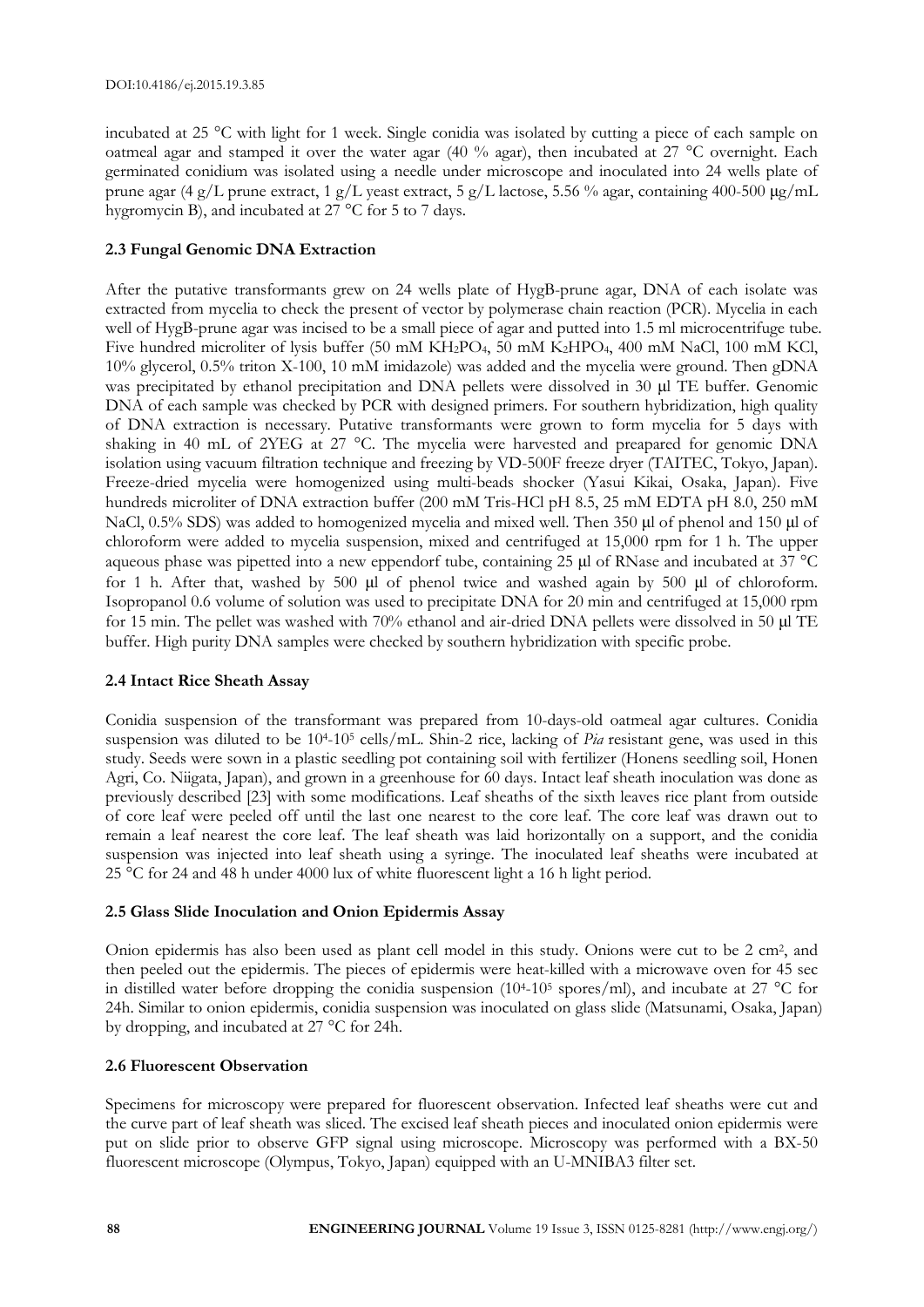incubated at 25 °C with light for 1 week. Single conidia was isolated by cutting a piece of each sample on oatmeal agar and stamped it over the water agar (40 % agar), then incubated at 27 °C overnight. Each germinated conidium was isolated using a needle under microscope and inoculated into 24 wells plate of prune agar (4 g/L prune extract, 1 g/L yeast extract, 5 g/L lactose, 5.56 % agar, containing 400-500 μg/mL hygromycin B), and incubated at 27 °C for 5 to 7 days.

### 2.3 Fungal Genomic DNA Extraction

After the putative transformants grew on 24 wells plate of HygB-prune agar, DNA of each isolate was extracted from mycelia to check the present of vector by polymerase chain reaction (PCR). Mycelia in each well of HygB-prune agar was incised to be a small piece of agar and putted into 1.5 ml microcentrifuge tube. Five hundred microliter of lysis buffer (50 mM $KH_2PO_4$, 50 mM $K_2HPO_4$, 400 mM NaCl, 100 mM KCl, 10% glycerol, 0.5% triton X-100, 10 mM imidazole) was added and the mycelia were ground. Then gDNA was precipitated by ethanol precipitation and DNA pellets were dissolved in 30 μl TE buffer. Genomic DNA of each sample was checked by PCR with designed primers. For southern hybridization, high quality of DNA extraction is necessary. Putative transformants were grown to form mycelia for 5 days with shaking in 40 mL of 2YEG at 27 °C. The mycelia were harvested and preapared for genomic DNA isolation using vacuum filtration technique and freezing by VD-500F freeze dryer (TAITEC, Tokyo, Japan). Freeze-dried mycelia were homogenized using multi-beads shocker (Yasui Kikai, Osaka, Japan). Five hundreds microliter of DNA extraction buffer (200 mM Tris-HCl pH 8.5, 25 mM EDTA pH 8.0, 250 mM NaCl, 0.5% SDS) was added to homogenized mycelia and mixed well. Then 350 μl of phenol and 150 μl of chloroform were added to mycelia suspension, mixed and centrifuged at 15,000 rpm for 1 h. The upper aqueous phase was pipetted into a new eppendorf tube, containing 25 μl of RNase and incubated at 37 °C for 1 h. After that, washed by 500 μl of phenol twice and washed again by 500 μl of chloroform. Isopropanol 0.6 volume of solution was used to precipitate DNA for 20 min and centrifuged at 15,000 rpm for 15 min. The pellet was washed with 70% ethanol and air-dried DNA pellets were dissolved in 50 μl TE buffer. High purity DNA samples were checked by southern hybridization with specific probe.

### 2.4 Intact Rice Sheath Assay

Conidia suspension of the transformant was prepared from 10-days-old oatmeal agar cultures. Conidia suspension was diluted to be $10^4$-$10^5$ cells/mL. Shin-2 rice, lacking of *Pia* resistant gene, was used in this study. Seeds were sown in a plastic seedling pot containing soil with fertilizer (Honens seedling soil, Honen Agri, Co. Niigata, Japan), and grown in a greenhouse for 60 days. Intact leaf sheath inoculation was done as previously described [23] with some modifications. Leaf sheaths of the sixth leaves rice plant from outside of core leaf were peeled off until the last one nearest to the core leaf. The core leaf was drawn out to remain a leaf nearest the core leaf. The leaf sheath was laid horizontally on a support, and the conidia suspension was injected into leaf sheath using a syringe. The inoculated leaf sheaths were incubated at 25 °C for 24 and 48 h under 4000 lux of white fluorescent light a 16 h light period.

### 2.5 Glass Slide Inoculation and Onion Epidermis Assay

Onion epidermis has also been used as plant cell model in this study. Onions were cut to be 2 $cm^2$, and then peeled out the epidermis. The pieces of epidermis were heat-killed with a microwave oven for 45 sec in distilled water before dropping the conidia suspension ($10^4$-$10^5$ spores/ml), and incubate at 27 °C for 24h. Similar to onion epidermis, conidia suspension was inoculated on glass slide (Matsunami, Osaka, Japan) by dropping, and incubated at 27 °C for 24h.

### 2.6 Fluorescent Observation

Specimens for microscopy were prepared for fluorescent observation. Infected leaf sheaths were cut and the curve part of leaf sheath was sliced. The excised leaf sheath pieces and inoculated onion epidermis were put on slide prior to observe GFP signal using microscope. Microscopy was performed with a BX-50 fluorescent microscope (Olympus, Tokyo, Japan) equipped with an U-MNIBA3 filter set.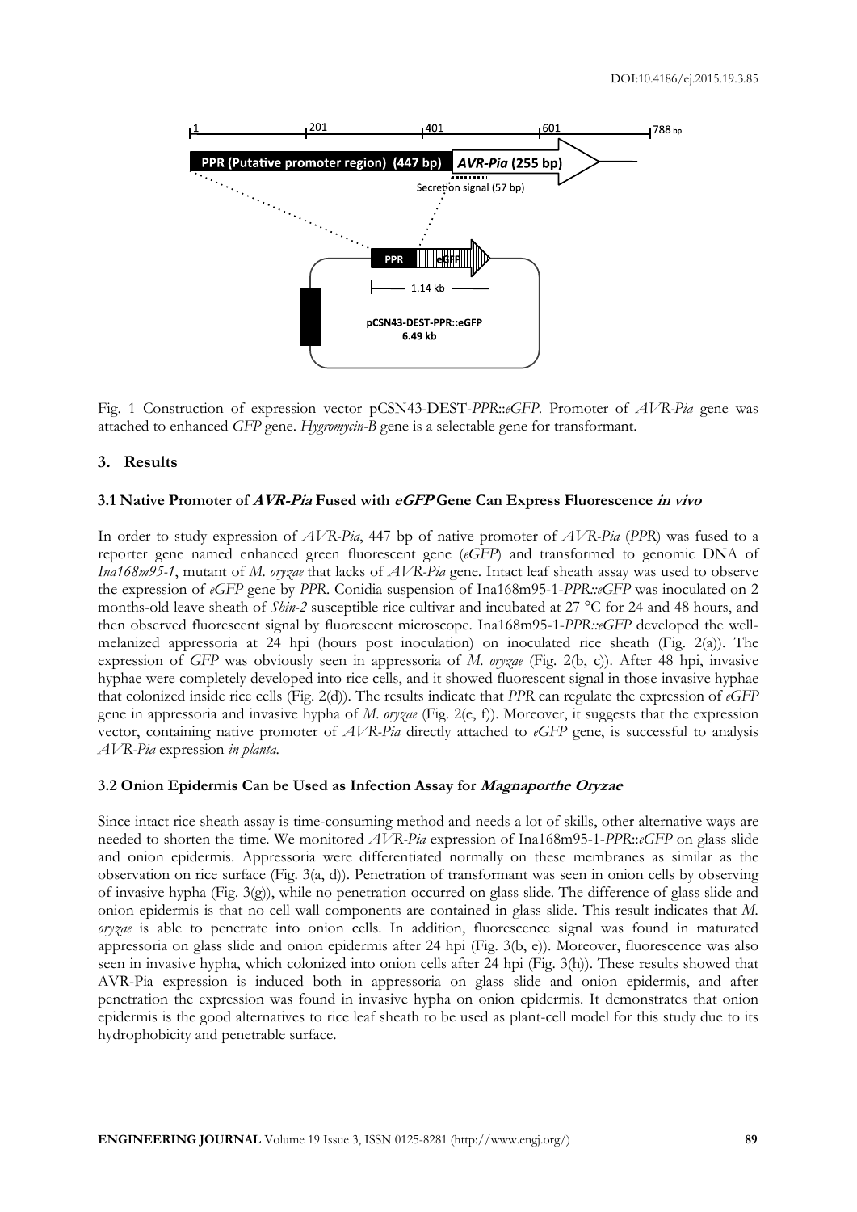Fig. 1 Construction of expression vector pCSN43-DEST-*PPR*::*eGFP*. Promoter of *AVR-Pia* gene was attached to enhanced *GFP* gene. *Hygromycin-B* gene is a selectable gene for transformant.

## 3. Results

### 3.1 Native Promoter of *AVR-Pia* Fused with *eGFP* Gene Can Express Fluorescence *in vivo*

In order to study expression of *AVR-Pia*, 447 bp of native promoter of *AVR-Pia* (*PPR*) was fused to a reporter gene named enhanced green fluorescent gene (*eGFP*) and transformed to genomic DNA of *Ina168m95-1*, mutant of *M. oryzae* that lacks of *AVR-Pia* gene. Intact leaf sheath assay was used to observe the expression of *eGFP* gene by *PPR*. Conidia suspension of Ina168m95-1-*PPR::eGFP* was inoculated on 2 months-old leave sheath of *Shin-2* susceptible rice cultivar and incubated at 27 °C for 24 and 48 hours, and then observed fluorescent signal by fluorescent microscope. Ina168m95-1-*PPR::eGFP* developed the well-melanized appressoria at 24 hpi (hours post inoculation) on inoculated rice sheath (Fig. 2(a)). The expression of *GFP* was obviously seen in appressoria of *M. oryzae* (Fig. 2(b, c)). After 48 hpi, invasive hyphae were completely developed into rice cells, and it showed fluorescent signal in those invasive hyphae that colonized inside rice cells (Fig. 2(d)). The results indicate that *PPR* can regulate the expression of *eGFP* gene in appressoria and invasive hypha of *M. oryzae* (Fig. 2(e, f)). Moreover, it suggests that the expression vector, containing native promoter of *AVR-Pia* directly attached to *eGFP* gene, is successful to analysis *AVR-Pia* expression *in planta*.

### 3.2 Onion Epidermis Can be Used as Infection Assay for *Magnaporthe Oryzae*

Since intact rice sheath assay is time-consuming method and needs a lot of skills, other alternative ways are needed to shorten the time. We monitored *AVR-Pia* expression of Ina168m95-1-*PPR*::*eGFP* on glass slide and onion epidermis. Appressoria were differentiated normally on these membranes as similar as the observation on rice surface (Fig. 3(a, d)). Penetration of transformant was seen in onion cells by observing of invasive hypha (Fig. 3(g)), while no penetration occurred on glass slide. The difference of glass slide and onion epidermis is that no cell wall components are contained in glass slide. This result indicates that *M. oryzae* is able to penetrate into onion cells. In addition, fluorescence signal was found in maturated appressoria on glass slide and onion epidermis after 24 hpi (Fig. 3(b, e)). Moreover, fluorescence was also seen in invasive hypha, which colonized into onion cells after 24 hpi (Fig. 3(h)). These results showed that AVR-Pia expression is induced both in appressoria on glass slide and onion epidermis, and after penetration the expression was found in invasive hypha on onion epidermis. It demonstrates that onion epidermis is the good alternatives to rice leaf sheath to be used as plant-cell model for this study due to its hydrophobicity and penetrable surface.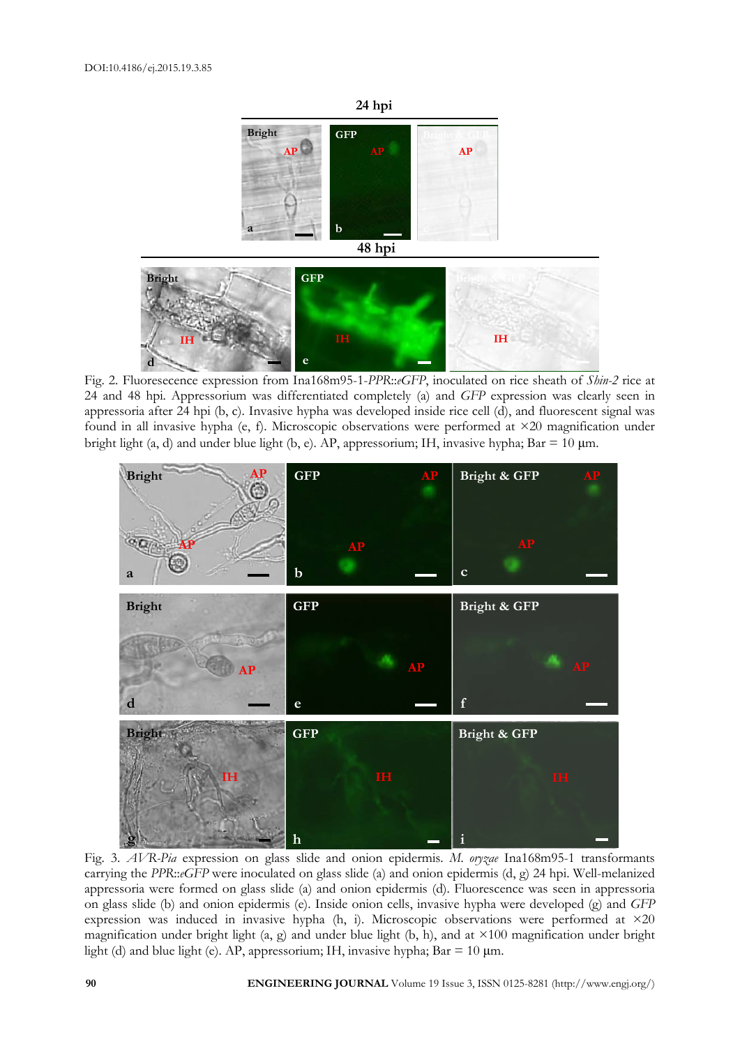Fig. 2. Fluoresecence expression from Ina168m95-1-*PPR*::*eGFP*, inoculated on rice sheath of *Shin-2* rice at 24 and 48 hpi. Appressorium was differentiated completely (a) and *GFP* expression was clearly seen in appressoria after 24 hpi (b, c). Invasive hypha was developed inside rice cell (d), and fluorescent signal was found in all invasive hypha (e, f). Microscopic observations were performed at ×20 magnification under bright light (a, d) and under blue light (b, e). AP, appressorium; IH, invasive hypha; Bar = 10 µm.

Fig. 3. *AVR-Pia* expression on glass slide and onion epidermis. *M. oryzae* Ina168m95-1 transformants carrying the *PPR*::*eGFP* were inoculated on glass slide (a) and onion epidermis (d, g) 24 hpi. Well-melanized appressoria were formed on glass slide (a) and onion epidermis (d). Fluorescence was seen in appressoria on glass slide (b) and onion epidermis (e). Inside onion cells, invasive hypha were developed (g) and *GFP* expression was induced in invasive hypha (h, i). Microscopic observations were performed at ×20 magnification under bright light (a, g) and under blue light (b, h), and at ×100 magnification under bright light (d) and blue light (e). AP, appressorium; IH, invasive hypha; Bar = 10 µm.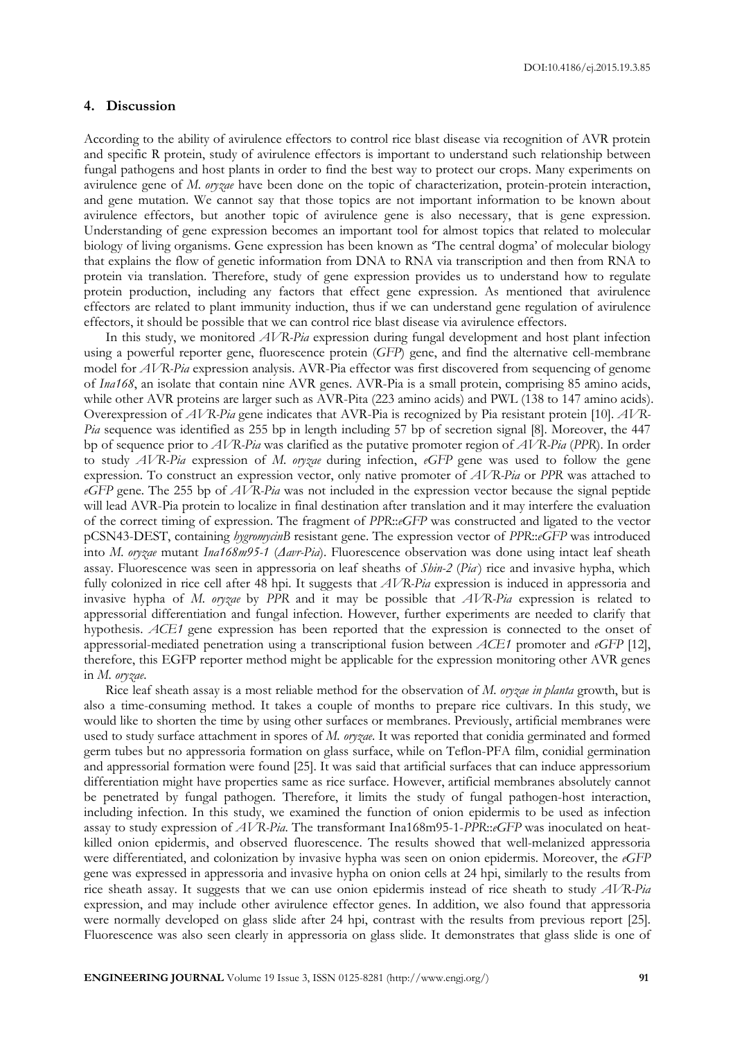## 4. Discussion

According to the ability of avirulence effectors to control rice blast disease via recognition of AVR protein and specific R protein, study of avirulence effectors is important to understand such relationship between fungal pathogens and host plants in order to find the best way to protect our crops. Many experiments on avirulence gene of *M. oryzae* have been done on the topic of characterization, protein-protein interaction, and gene mutation. We cannot say that those topics are not important information to be known about avirulence effectors, but another topic of avirulence gene is also necessary, that is gene expression. Understanding of gene expression becomes an important tool for almost topics that related to molecular biology of living organisms. Gene expression has been known as 'The central dogma' of molecular biology that explains the flow of genetic information from DNA to RNA via transcription and then from RNA to protein via translation. Therefore, study of gene expression provides us to understand how to regulate protein production, including any factors that effect gene expression. As mentioned that avirulence effectors are related to plant immunity induction, thus if we can understand gene regulation of avirulence effectors, it should be possible that we can control rice blast disease via avirulence effectors.

In this study, we monitored *AVR-Pia* expression during fungal development and host plant infection using a powerful reporter gene, fluorescence protein (*GFP*) gene, and find the alternative cell-membrane model for *AVR-Pia* expression analysis. AVR-Pia effector was first discovered from sequencing of genome of *Ina168*, an isolate that contain nine AVR genes. AVR-Pia is a small protein, comprising 85 amino acids, while other AVR proteins are larger such as AVR-Pita (223 amino acids) and PWL (138 to 147 amino acids). Overexpression of *AVR-Pia* gene indicates that AVR-Pia is recognized by Pia resistant protein [10]. *AVR-Pia* sequence was identified as 255 bp in length including 57 bp of secretion signal [8]. Moreover, the 447 bp of sequence prior to *AVR-Pia* was clarified as the putative promoter region of *AVR-Pia* (*PPR*). In order to study *AVR-Pia* expression of *M. oryzae* during infection, *eGFP* gene was used to follow the gene expression. To construct an expression vector, only native promoter of *AVR-Pia* or *PPR* was attached to *eGFP* gene. The 255 bp of *AVR-Pia* was not included in the expression vector because the signal peptide will lead AVR-Pia protein to localize in final destination after translation and it may interfere the evaluation of the correct timing of expression. The fragment of *PPR*::*eGFP* was constructed and ligated to the vector pCSN43-DEST, containing *hygromycinB* resistant gene. The expression vector of *PPR*::*eGFP* was introduced into *M. oryzae* mutant *Ina168m95-1* (*Δavr-Pia*). Fluorescence observation was done using intact leaf sheath assay. Fluorescence was seen in appressoria on leaf sheaths of *Shin-2* (*Pia*) rice and invasive hypha, which fully colonized in rice cell after 48 hpi. It suggests that *AVR-Pia* expression is induced in appressoria and invasive hypha of *M. oryzae* by *PPR* and it may be possible that *AVR-Pia* expression is related to appressorial differentiation and fungal infection. However, further experiments are needed to clarify that hypothesis. *ACE1* gene expression has been reported that the expression is connected to the onset of appressorial-mediated penetration using a transcriptional fusion between *ACE1* promoter and *eGFP* [12], therefore, this EGFP reporter method might be applicable for the expression monitoring other AVR genes in *M. oryzae*.

Rice leaf sheath assay is a most reliable method for the observation of *M. oryzae in planta* growth, but is also a time-consuming method. It takes a couple of months to prepare rice cultivars. In this study, we would like to shorten the time by using other surfaces or membranes. Previously, artificial membranes were used to study surface attachment in spores of *M. oryzae*. It was reported that conidia germinated and formed germ tubes but no appressoria formation on glass surface, while on Teflon-PFA film, conidial germination and appressorial formation were found [25]. It was said that artificial surfaces that can induce appressorium differentiation might have properties same as rice surface. However, artificial membranes absolutely cannot be penetrated by fungal pathogen. Therefore, it limits the study of fungal pathogen-host interaction, including infection. In this study, we examined the function of onion epidermis to be used as infection assay to study expression of *AVR-Pia*. The transformant Ina168m95-1-*PPR*::*eGFP* was inoculated on heat-killed onion epidermis, and observed fluorescence. The results showed that well-melanized appressoria were differentiated, and colonization by invasive hypha was seen on onion epidermis. Moreover, the *eGFP* gene was expressed in appressoria and invasive hypha on onion cells at 24 hpi, similarly to the results from rice sheath assay. It suggests that we can use onion epidermis instead of rice sheath to study *AVR-Pia* expression, and may include other avirulence effector genes. In addition, we also found that appressoria were normally developed on glass slide after 24 hpi, contrast with the results from previous report [25]. Fluorescence was also seen clearly in appressoria on glass slide. It demonstrates that glass slide is one of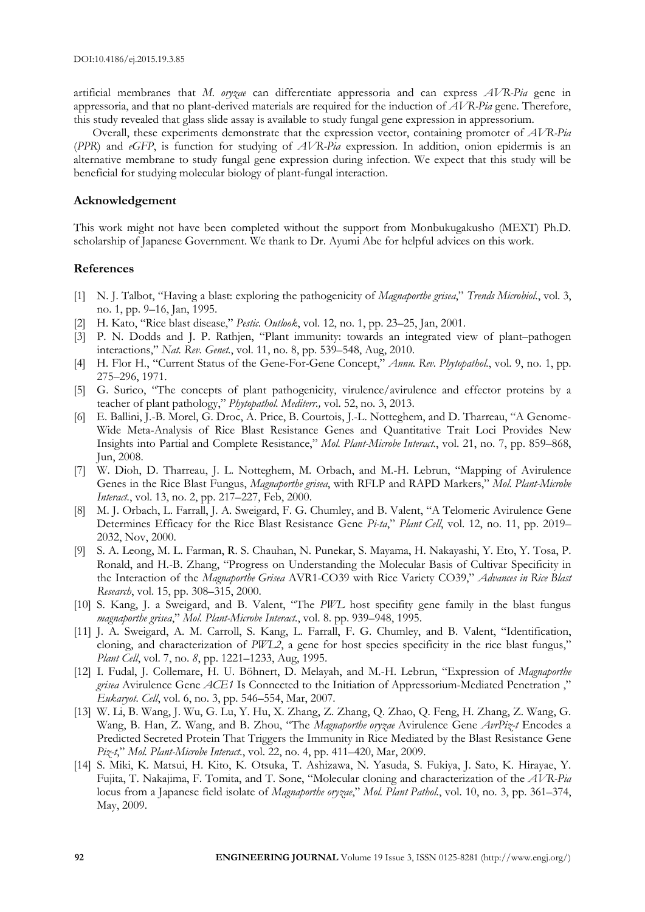artificial membranes that *M. oryzae* can differentiate appressoria and can express *AVR-Pia* gene in appressoria, and that no plant-derived materials are required for the induction of *AVR-Pia* gene. Therefore, this study revealed that glass slide assay is available to study fungal gene expression in appressorium.

Overall, these experiments demonstrate that the expression vector, containing promoter of *AVR-Pia* (*PPR*) and *eGFP*, is function for studying of *AVR-Pia* expression. In addition, onion epidermis is an alternative membrane to study fungal gene expression during infection. We expect that this study will be beneficial for studying molecular biology of plant-fungal interaction.

## Acknowledgement

This work might not have been completed without the support from Monbukugakusho (MEXT) Ph.D. scholarship of Japanese Government. We thank to Dr. Ayumi Abe for helpful advices on this work.

## References

[1] N. J. Talbot, "Having a blast: exploring the pathogenicity of *Magnaporthe grisea*," *Trends Microbiol.*, vol. 3, no. 1, pp. 9–16, Jan, 1995.

[2] H. Kato, "Rice blast disease," *Pestic. Outlook*, vol. 12, no. 1, pp. 23–25, Jan, 2001.

[3] P. N. Dodds and J. P. Rathjen, "Plant immunity: towards an integrated view of plant–pathogen interactions," *Nat. Rev. Genet.*, vol. 11, no. 8, pp. 539–548, Aug, 2010.

[4] H. Flor H., "Current Status of the Gene-For-Gene Concept," *Annu. Rev. Phytopathol.*, vol. 9, no. 1, pp. 275–296, 1971.

[5] G. Surico, "The concepts of plant pathogenicity, virulence/avirulence and effector proteins by a teacher of plant pathology," *Phytopathol. Mediterr.,* vol. 52, no. 3, 2013.

[6] E. Ballini, J.-B. Morel, G. Droc, A. Price, B. Courtois, J.-L. Notteghem, and D. Tharreau, "A Genome-Wide Meta-Analysis of Rice Blast Resistance Genes and Quantitative Trait Loci Provides New Insights into Partial and Complete Resistance," *Mol. Plant-Microbe Interact.*, vol. 21, no. 7, pp. 859–868, Jun, 2008.

[7] W. Dioh, D. Tharreau, J. L. Notteghem, M. Orbach, and M.-H. Lebrun, "Mapping of Avirulence Genes in the Rice Blast Fungus, *Magnaporthe grisea*, with RFLP and RAPD Markers," *Mol. Plant-Microbe Interact.*, vol. 13, no. 2, pp. 217–227, Feb, 2000.

[8] M. J. Orbach, L. Farrall, J. A. Sweigard, F. G. Chumley, and B. Valent, "A Telomeric Avirulence Gene Determines Efficacy for the Rice Blast Resistance Gene *Pi-ta*," *Plant Cell*, vol. 12, no. 11, pp. 2019–2032, Nov, 2000.

[9] S. A. Leong, M. L. Farman, R. S. Chauhan, N. Punekar, S. Mayama, H. Nakayashi, Y. Eto, Y. Tosa, P. Ronald, and H.-B. Zhang, "Progress on Understanding the Molecular Basis of Cultivar Specificity in the Interaction of the *Magnaporthe Grisea* AVR1-CO39 with Rice Variety CO39," *Advances in Rice Blast Research*, vol. 15, pp. 308–315, 2000.

[10] S. Kang, J. a Sweigard, and B. Valent, "The *PWL* host specifity gene family in the blast fungus *magnaporthe grisea*," *Mol. Plant-Microbe Interact.*, vol. 8. pp. 939–948, 1995.

[11] J. A. Sweigard, A. M. Carroll, S. Kang, L. Farrall, F. G. Chumley, and B. Valent, "Identification, cloning, and characterization of *PWL2*, a gene for host species specificity in the rice blast fungus," *Plant Cell*, vol. 7, no. 8, pp. 1221–1233, Aug, 1995.

[12] I. Fudal, J. Collemare, H. U. Böhnert, D. Melayah, and M.-H. Lebrun, "Expression of *Magnaporthe grisea* Avirulence Gene *ACE1* Is Connected to the Initiation of Appressorium-Mediated Penetration ," *Eukaryot. Cell*, vol. 6, no. 3, pp. 546–554, Mar, 2007.

[13] W. Li, B. Wang, J. Wu, G. Lu, Y. Hu, X. Zhang, Z. Zhang, Q. Zhao, Q. Feng, H. Zhang, Z. Wang, G. Wang, B. Han, Z. Wang, and B. Zhou, "The *Magnaporthe oryzae* Avirulence Gene *AvrPiz-t* Encodes a Predicted Secreted Protein That Triggers the Immunity in Rice Mediated by the Blast Resistance Gene *Piz-t*," *Mol. Plant-Microbe Interact.*, vol. 22, no. 4, pp. 411–420, Mar, 2009.

[14] S. Miki, K. Matsui, H. Kito, K. Otsuka, T. Ashizawa, N. Yasuda, S. Fukiya, J. Sato, K. Hirayae, Y. Fujita, T. Nakajima, F. Tomita, and T. Sone, "Molecular cloning and characterization of the *AVR-Pia* locus from a Japanese field isolate of *Magnaporthe oryzae*," *Mol. Plant Pathol.*, vol. 10, no. 3, pp. 361–374, May, 2009.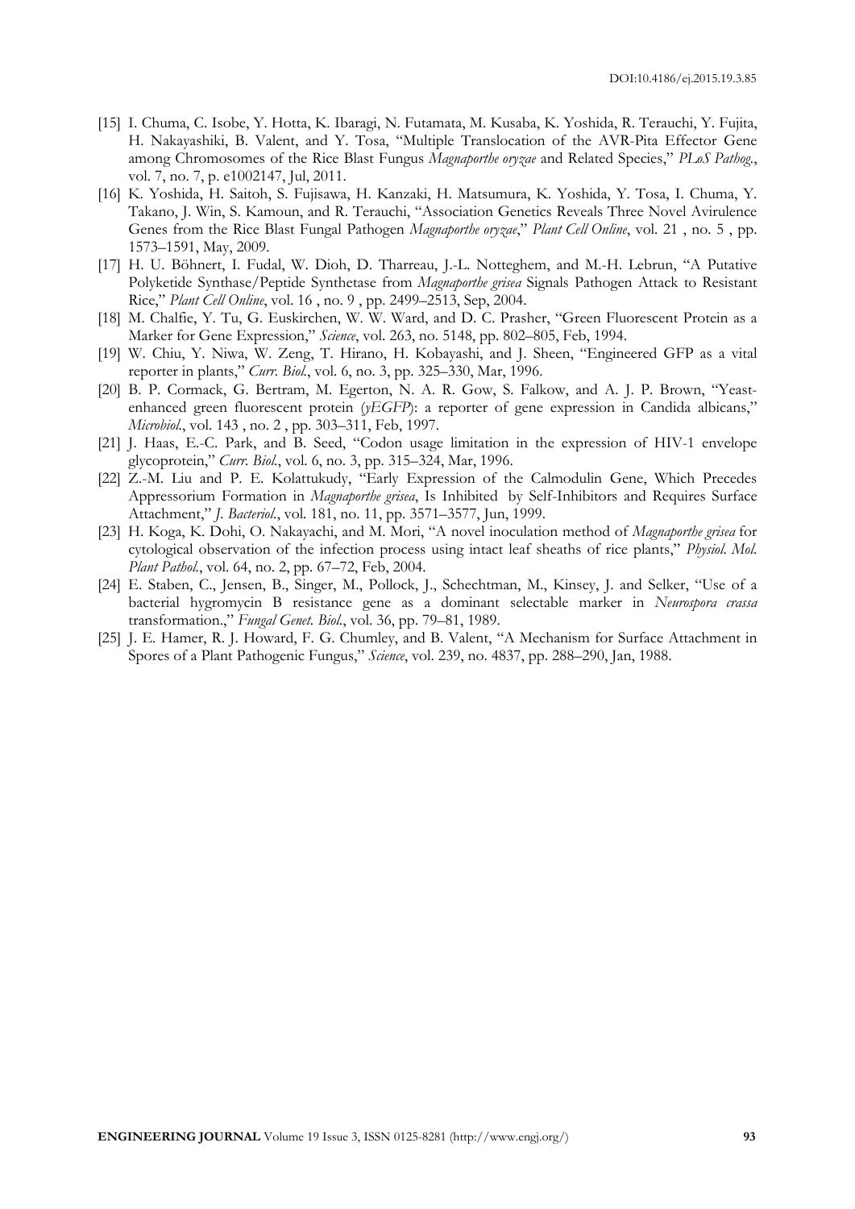[15] I. Chuma, C. Isobe, Y. Hotta, K. Ibaragi, N. Futamata, M. Kusaba, K. Yoshida, R. Terauchi, Y. Fujita, H. Nakayashiki, B. Valent, and Y. Tosa, "Multiple Translocation of the AVR-Pita Effector Gene among Chromosomes of the Rice Blast Fungus *Magnaporthe oryzae* and Related Species," *PLoS Pathog.*, vol. 7, no. 7, p. e1002147, Jul, 2011.

[16] K. Yoshida, H. Saitoh, S. Fujisawa, H. Kanzaki, H. Matsumura, K. Yoshida, Y. Tosa, I. Chuma, Y. Takano, J. Win, S. Kamoun, and R. Terauchi, "Association Genetics Reveals Three Novel Avirulence Genes from the Rice Blast Fungal Pathogen *Magnaporthe oryzae*," *Plant Cell Online*, vol. 21 , no. 5 , pp. 1573–1591, May, 2009.

[17] H. U. Böhnert, I. Fudal, W. Dioh, D. Tharreau, J.-L. Notteghem, and M.-H. Lebrun, "A Putative Polyketide Synthase/Peptide Synthetase from *Magnaporthe grisea* Signals Pathogen Attack to Resistant Rice," *Plant Cell Online*, vol. 16 , no. 9 , pp. 2499–2513, Sep, 2004.

[18] M. Chalfie, Y. Tu, G. Euskirchen, W. W. Ward, and D. C. Prasher, "Green Fluorescent Protein as a Marker for Gene Expression," *Science*, vol. 263, no. 5148, pp. 802–805, Feb, 1994.

[19] W. Chiu, Y. Niwa, W. Zeng, T. Hirano, H. Kobayashi, and J. Sheen, "Engineered GFP as a vital reporter in plants," *Curr. Biol.*, vol. 6, no. 3, pp. 325–330, Mar, 1996.

[20] B. P. Cormack, G. Bertram, M. Egerton, N. A. R. Gow, S. Falkow, and A. J. P. Brown, "Yeast-enhanced green fluorescent protein (*yEGFP*): a reporter of gene expression in Candida albicans," *Microbiol.*, vol. 143 , no. 2 , pp. 303–311, Feb, 1997.

[21] J. Haas, E.-C. Park, and B. Seed, "Codon usage limitation in the expression of HIV-1 envelope glycoprotein," *Curr. Biol.*, vol. 6, no. 3, pp. 315–324, Mar, 1996.

[22] Z.-M. Liu and P. E. Kolattukudy, "Early Expression of the Calmodulin Gene, Which Precedes Appressorium Formation in *Magnaporthe grisea*, Is Inhibited by Self-Inhibitors and Requires Surface Attachment," *J. Bacteriol.*, vol. 181, no. 11, pp. 3571–3577, Jun, 1999.

[23] H. Koga, K. Dohi, O. Nakayachi, and M. Mori, "A novel inoculation method of *Magnaporthe grisea* for cytological observation of the infection process using intact leaf sheaths of rice plants," *Physiol. Mol. Plant Pathol.*, vol. 64, no. 2, pp. 67–72, Feb, 2004.

[24] E. Staben, C., Jensen, B., Singer, M., Pollock, J., Schechtman, M., Kinsey, J. and Selker, "Use of a bacterial hygromycin B resistance gene as a dominant selectable marker in *Neurospora crassa* transformation.," *Fungal Genet. Biol.*, vol. 36, pp. 79–81, 1989.

[25] J. E. Hamer, R. J. Howard, F. G. Chumley, and B. Valent, "A Mechanism for Surface Attachment in Spores of a Plant Pathogenic Fungus," *Science*, vol. 239, no. 4837, pp. 288–290, Jan, 1988.